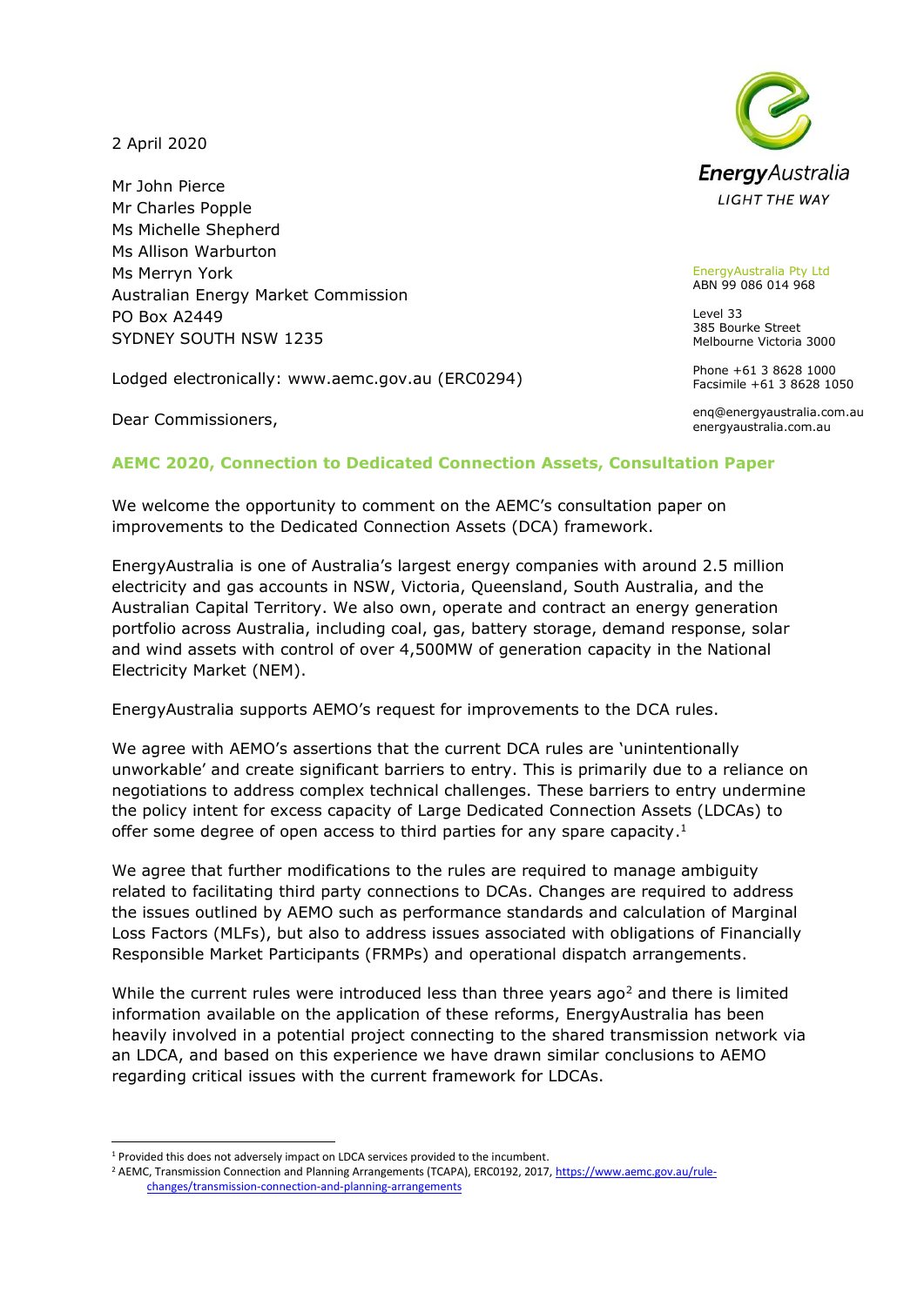2 April 2020

Mr John Pierce
Mr Charles Popple
Ms Michelle Shepherd
Ms Allison Warburton
Ms Merryn York
Australian Energy Market Commission
PO Box A2449
SYDNEY SOUTH NSW 1235

EnergyAustralia Pty Ltd
ABN 99 086 014 968

Level 33
385 Bourke Street
Melbourne Victoria 3000

Phone +61 3 8628 1000
Facsimile +61 3 8628 1050

enq@energyaustralia.com.au
energyaustralia.com.au

Lodged electronically: www.aemc.gov.au (ERC0294)

Dear Commissioners,

## AEMC 2020, Connection to Dedicated Connection Assets, Consultation Paper

We welcome the opportunity to comment on the AEMC's consultation paper on improvements to the Dedicated Connection Assets (DCA) framework.

EnergyAustralia is one of Australia's largest energy companies with around 2.5 million electricity and gas accounts in NSW, Victoria, Queensland, South Australia, and the Australian Capital Territory. We also own, operate and contract an energy generation portfolio across Australia, including coal, gas, battery storage, demand response, solar and wind assets with control of over 4,500MW of generation capacity in the National Electricity Market (NEM).

EnergyAustralia supports AEMO's request for improvements to the DCA rules.

We agree with AEMO's assertions that the current DCA rules are 'unintentionally unworkable' and create significant barriers to entry. This is primarily due to a reliance on negotiations to address complex technical challenges. These barriers to entry undermine the policy intent for excess capacity of Large Dedicated Connection Assets (LDCAs) to offer some degree of open access to third parties for any spare capacity.[1]

We agree that further modifications to the rules are required to manage ambiguity related to facilitating third party connections to DCAs. Changes are required to address the issues outlined by AEMO such as performance standards and calculation of Marginal Loss Factors (MLFs), but also to address issues associated with obligations of Financially Responsible Market Participants (FRMPs) and operational dispatch arrangements.

While the current rules were introduced less than three years ago[2] and there is limited information available on the application of these reforms, EnergyAustralia has been heavily involved in a potential project connecting to the shared transmission network via an LDCA, and based on this experience we have drawn similar conclusions to AEMO regarding critical issues with the current framework for LDCAs.

---

[1] Provided this does not adversely impact on LDCA services provided to the incumbent.

[2] AEMC, Transmission Connection and Planning Arrangements (TCAPA), ERC0192, 2017, https://www.aemc.gov.au/rule-changes/transmission-connection-and-planning-arrangements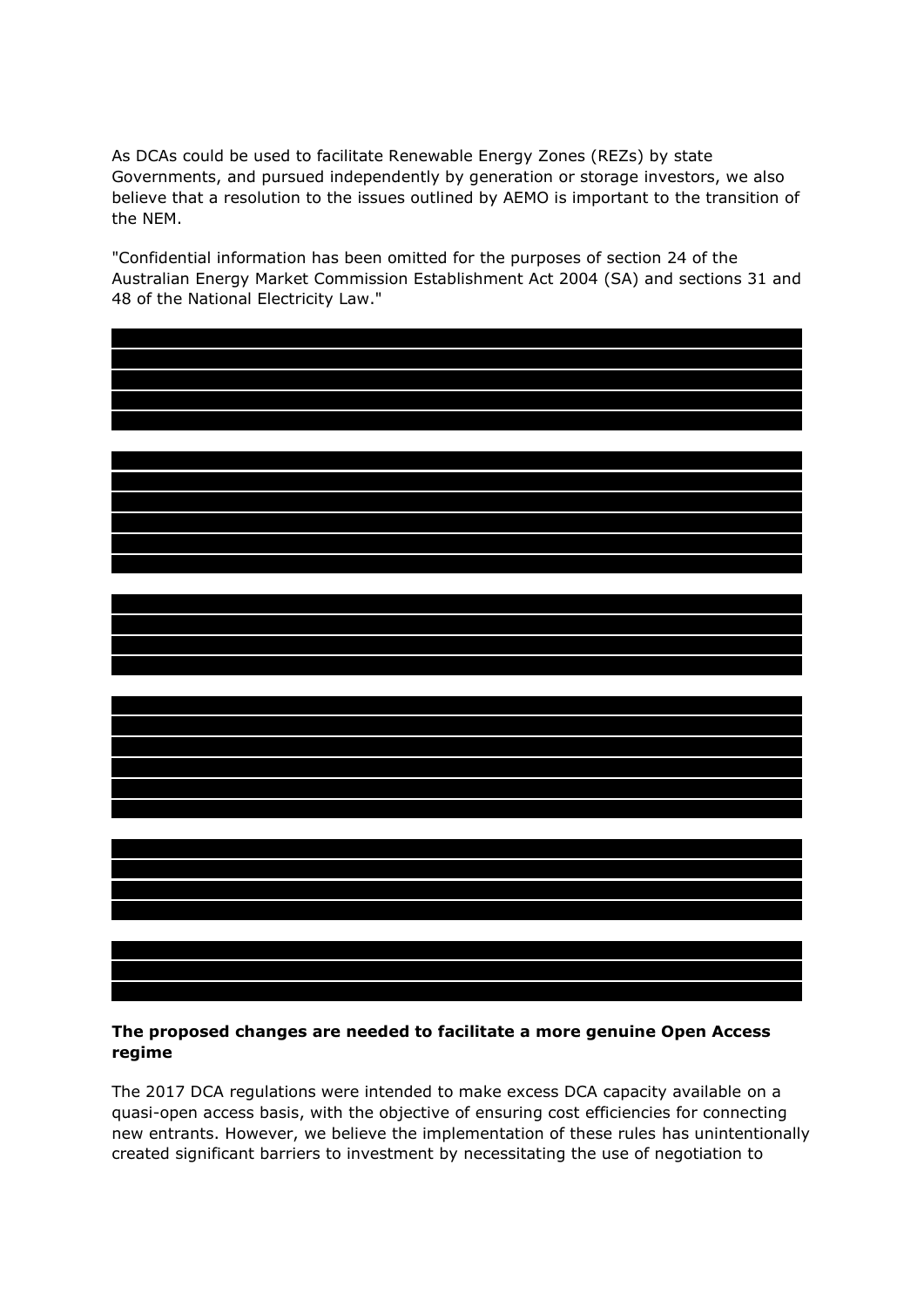As DCAs could be used to facilitate Renewable Energy Zones (REZs) by state Governments, and pursued independently by generation or storage investors, we also believe that a resolution to the issues outlined by AEMO is important to the transition of the NEM.

"Confidential information has been omitted for the purposes of section 24 of the Australian Energy Market Commission Establishment Act 2004 (SA) and sections 31 and 48 of the National Electricity Law."

**The proposed changes are needed to facilitate a more genuine Open Access regime**

The 2017 DCA regulations were intended to make excess DCA capacity available on a quasi-open access basis, with the objective of ensuring cost efficiencies for connecting new entrants. However, we believe the implementation of these rules has unintentionally created significant barriers to investment by necessitating the use of negotiation to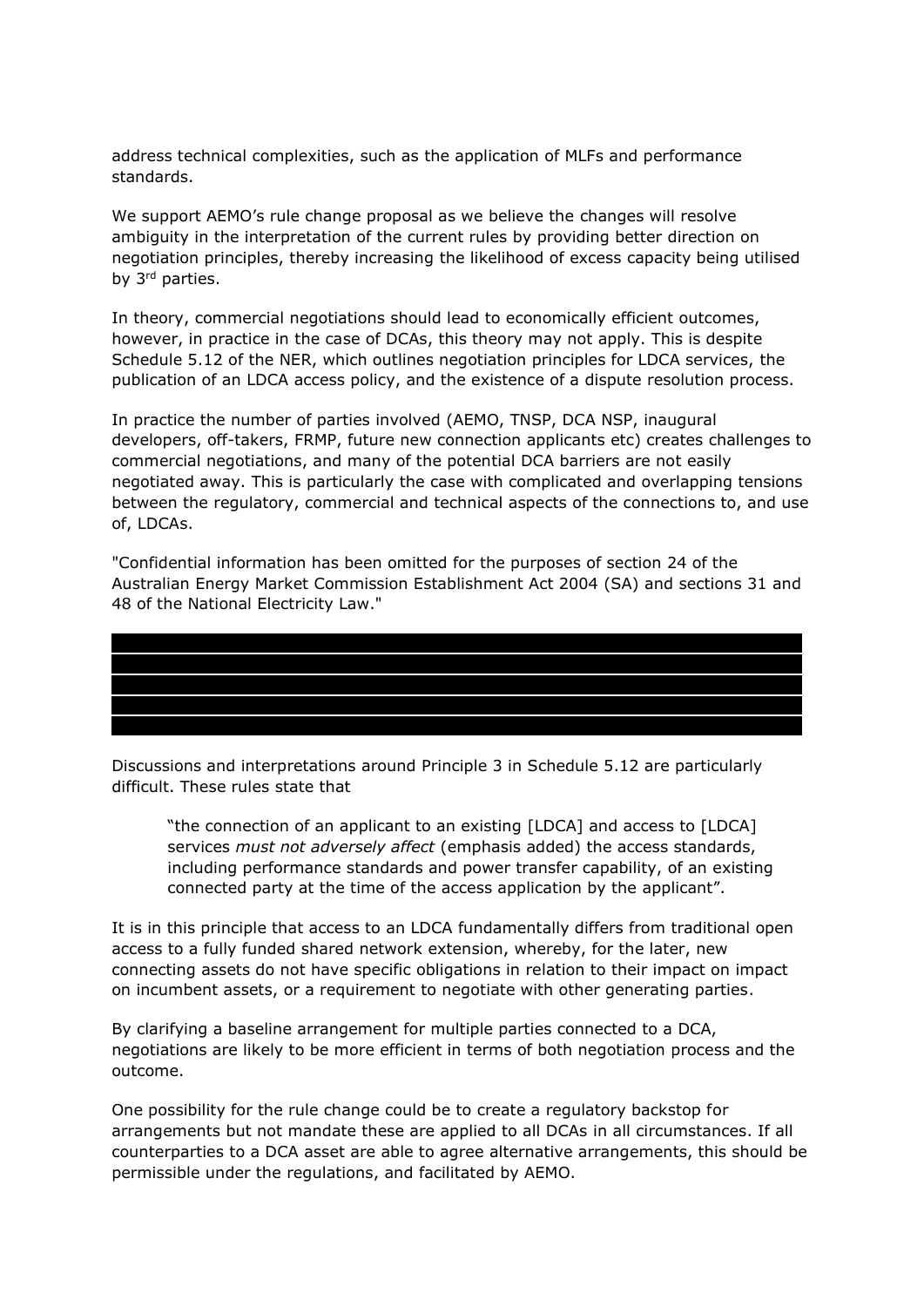address technical complexities, such as the application of MLFs and performance standards.

We support AEMO's rule change proposal as we believe the changes will resolve ambiguity in the interpretation of the current rules by providing better direction on negotiation principles, thereby increasing the likelihood of excess capacity being utilised by 3rd parties.

In theory, commercial negotiations should lead to economically efficient outcomes, however, in practice in the case of DCAs, this theory may not apply. This is despite Schedule 5.12 of the NER, which outlines negotiation principles for LDCA services, the publication of an LDCA access policy, and the existence of a dispute resolution process.

In practice the number of parties involved (AEMO, TNSP, DCA NSP, inaugural developers, off-takers, FRMP, future new connection applicants etc) creates challenges to commercial negotiations, and many of the potential DCA barriers are not easily negotiated away. This is particularly the case with complicated and overlapping tensions between the regulatory, commercial and technical aspects of the connections to, and use of, LDCAs.

"Confidential information has been omitted for the purposes of section 24 of the Australian Energy Market Commission Establishment Act 2004 (SA) and sections 31 and 48 of the National Electricity Law."

Discussions and interpretations around Principle 3 in Schedule 5.12 are particularly difficult. These rules state that

> "the connection of an applicant to an existing [LDCA] and access to [LDCA] services *must not adversely affect* (emphasis added) the access standards, including performance standards and power transfer capability, of an existing connected party at the time of the access application by the applicant".

It is in this principle that access to an LDCA fundamentally differs from traditional open access to a fully funded shared network extension, whereby, for the later, new connecting assets do not have specific obligations in relation to their impact on impact on incumbent assets, or a requirement to negotiate with other generating parties.

By clarifying a baseline arrangement for multiple parties connected to a DCA, negotiations are likely to be more efficient in terms of both negotiation process and the outcome.

One possibility for the rule change could be to create a regulatory backstop for arrangements but not mandate these are applied to all DCAs in all circumstances. If all counterparties to a DCA asset are able to agree alternative arrangements, this should be permissible under the regulations, and facilitated by AEMO.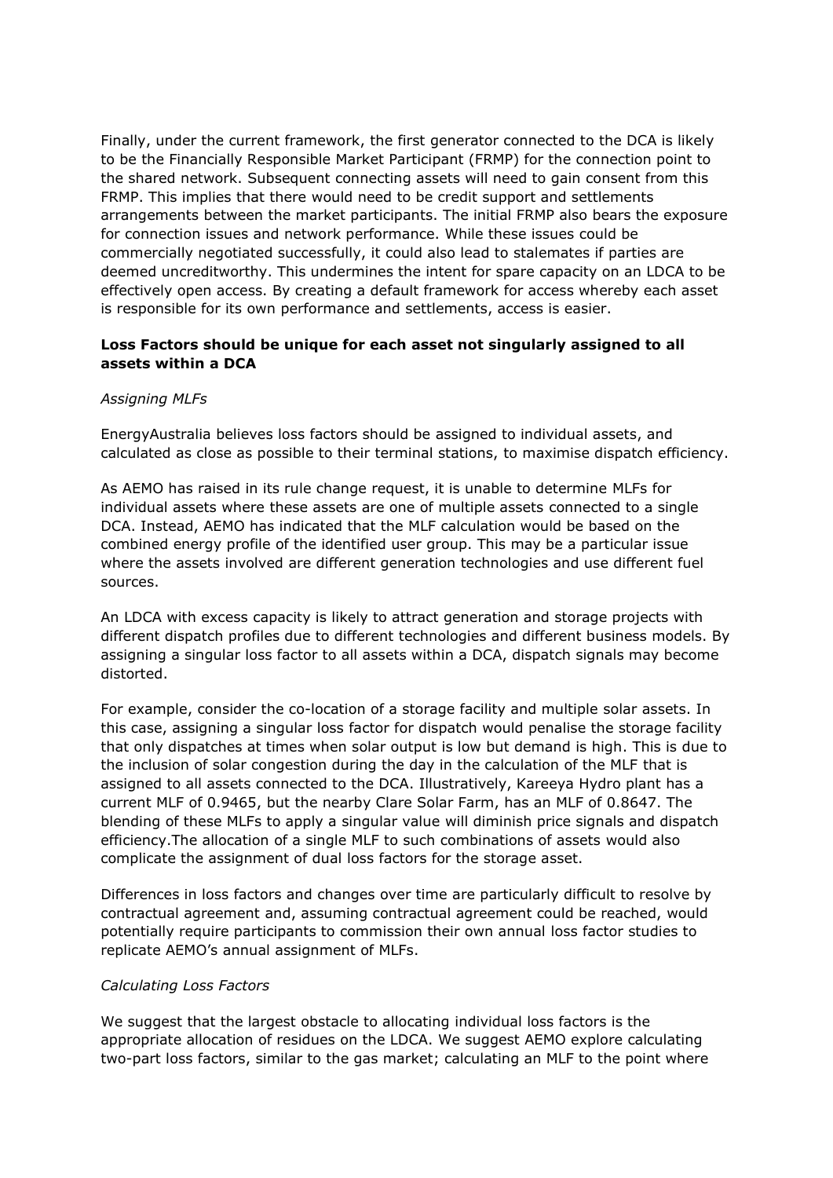Finally, under the current framework, the first generator connected to the DCA is likely to be the Financially Responsible Market Participant (FRMP) for the connection point to the shared network. Subsequent connecting assets will need to gain consent from this FRMP. This implies that there would need to be credit support and settlements arrangements between the market participants. The initial FRMP also bears the exposure for connection issues and network performance. While these issues could be commercially negotiated successfully, it could also lead to stalemates if parties are deemed uncreditworthy. This undermines the intent for spare capacity on an LDCA to be effectively open access. By creating a default framework for access whereby each asset is responsible for its own performance and settlements, access is easier.

**Loss Factors should be unique for each asset not singularly assigned to all assets within a DCA**

*Assigning MLFs*

EnergyAustralia believes loss factors should be assigned to individual assets, and calculated as close as possible to their terminal stations, to maximise dispatch efficiency.

As AEMO has raised in its rule change request, it is unable to determine MLFs for individual assets where these assets are one of multiple assets connected to a single DCA. Instead, AEMO has indicated that the MLF calculation would be based on the combined energy profile of the identified user group. This may be a particular issue where the assets involved are different generation technologies and use different fuel sources.

An LDCA with excess capacity is likely to attract generation and storage projects with different dispatch profiles due to different technologies and different business models. By assigning a singular loss factor to all assets within a DCA, dispatch signals may become distorted.

For example, consider the co-location of a storage facility and multiple solar assets. In this case, assigning a singular loss factor for dispatch would penalise the storage facility that only dispatches at times when solar output is low but demand is high. This is due to the inclusion of solar congestion during the day in the calculation of the MLF that is assigned to all assets connected to the DCA. Illustratively, Kareeya Hydro plant has a current MLF of 0.9465, but the nearby Clare Solar Farm, has an MLF of 0.8647. The blending of these MLFs to apply a singular value will diminish price signals and dispatch efficiency.The allocation of a single MLF to such combinations of assets would also complicate the assignment of dual loss factors for the storage asset.

Differences in loss factors and changes over time are particularly difficult to resolve by contractual agreement and, assuming contractual agreement could be reached, would potentially require participants to commission their own annual loss factor studies to replicate AEMO's annual assignment of MLFs.

*Calculating Loss Factors*

We suggest that the largest obstacle to allocating individual loss factors is the appropriate allocation of residues on the LDCA. We suggest AEMO explore calculating two-part loss factors, similar to the gas market; calculating an MLF to the point where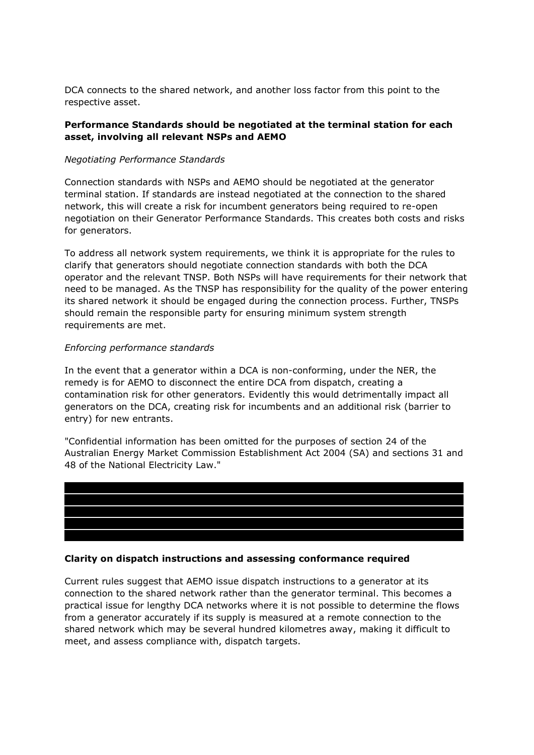DCA connects to the shared network, and another loss factor from this point to the respective asset.

**Performance Standards should be negotiated at the terminal station for each asset, involving all relevant NSPs and AEMO**

*Negotiating Performance Standards*

Connection standards with NSPs and AEMO should be negotiated at the generator terminal station. If standards are instead negotiated at the connection to the shared network, this will create a risk for incumbent generators being required to re-open negotiation on their Generator Performance Standards. This creates both costs and risks for generators.

To address all network system requirements, we think it is appropriate for the rules to clarify that generators should negotiate connection standards with both the DCA operator and the relevant TNSP. Both NSPs will have requirements for their network that need to be managed. As the TNSP has responsibility for the quality of the power entering its shared network it should be engaged during the connection process. Further, TNSPs should remain the responsible party for ensuring minimum system strength requirements are met.

*Enforcing performance standards*

In the event that a generator within a DCA is non-conforming, under the NER, the remedy is for AEMO to disconnect the entire DCA from dispatch, creating a contamination risk for other generators. Evidently this would detrimentally impact all generators on the DCA, creating risk for incumbents and an additional risk (barrier to entry) for new entrants.

"Confidential information has been omitted for the purposes of section 24 of the Australian Energy Market Commission Establishment Act 2004 (SA) and sections 31 and 48 of the National Electricity Law."

**Clarity on dispatch instructions and assessing conformance required**

Current rules suggest that AEMO issue dispatch instructions to a generator at its connection to the shared network rather than the generator terminal. This becomes a practical issue for lengthy DCA networks where it is not possible to determine the flows from a generator accurately if its supply is measured at a remote connection to the shared network which may be several hundred kilometres away, making it difficult to meet, and assess compliance with, dispatch targets.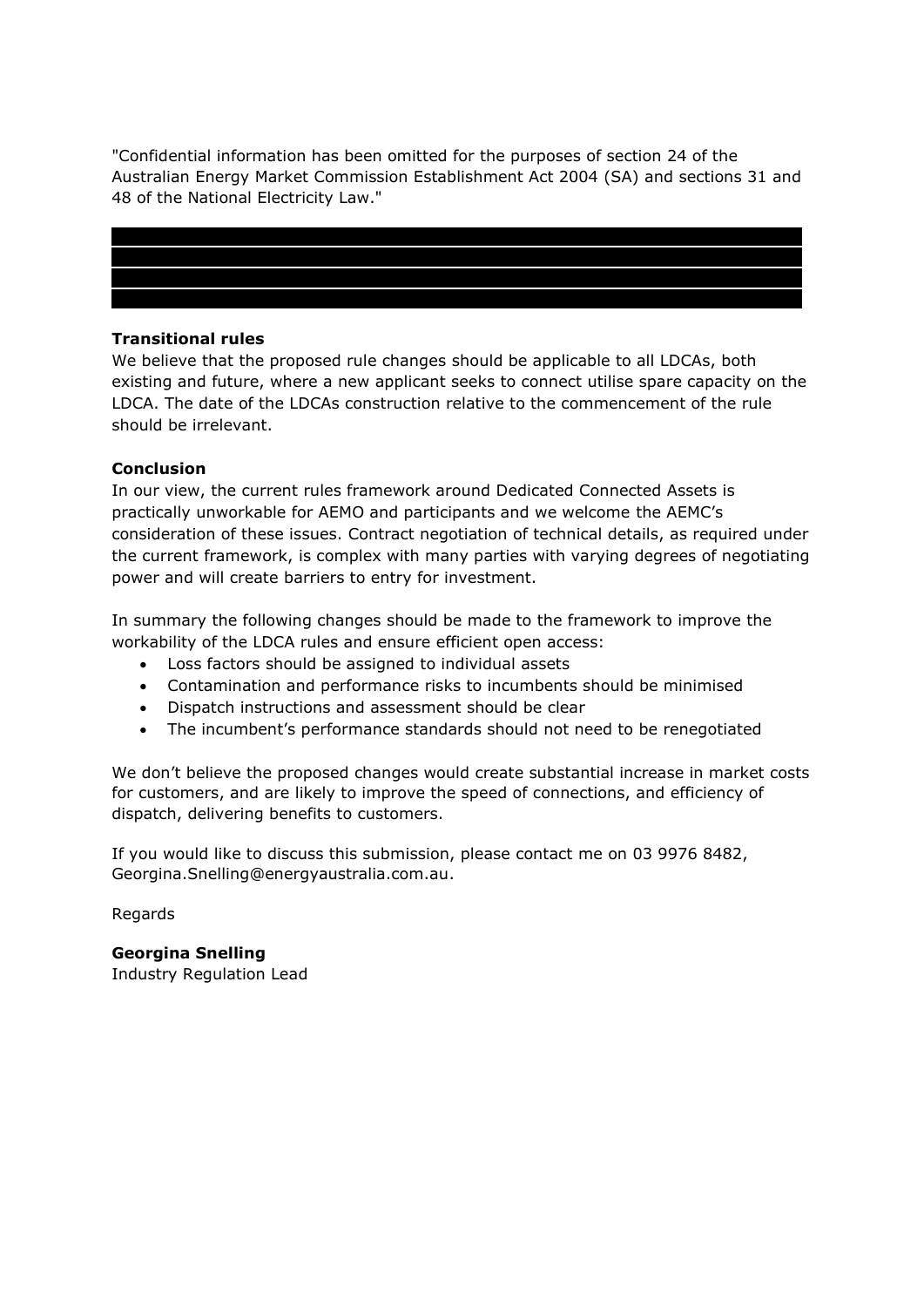"Confidential information has been omitted for the purposes of section 24 of the Australian Energy Market Commission Establishment Act 2004 (SA) and sections 31 and 48 of the National Electricity Law."

**Transitional rules**

We believe that the proposed rule changes should be applicable to all LDCAs, both existing and future, where a new applicant seeks to connect utilise spare capacity on the LDCA. The date of the LDCAs construction relative to the commencement of the rule should be irrelevant.

**Conclusion**

In our view, the current rules framework around Dedicated Connected Assets is practically unworkable for AEMO and participants and we welcome the AEMC's consideration of these issues. Contract negotiation of technical details, as required under the current framework, is complex with many parties with varying degrees of negotiating power and will create barriers to entry for investment.

In summary the following changes should be made to the framework to improve the workability of the LDCA rules and ensure efficient open access:

- Loss factors should be assigned to individual assets
- Contamination and performance risks to incumbents should be minimised
- Dispatch instructions and assessment should be clear
- The incumbent's performance standards should not need to be renegotiated

We don't believe the proposed changes would create substantial increase in market costs for customers, and are likely to improve the speed of connections, and efficiency of dispatch, delivering benefits to customers.

If you would like to discuss this submission, please contact me on 03 9976 8482, Georgina.Snelling@energyaustralia.com.au.

Regards

**Georgina Snelling**
Industry Regulation Lead